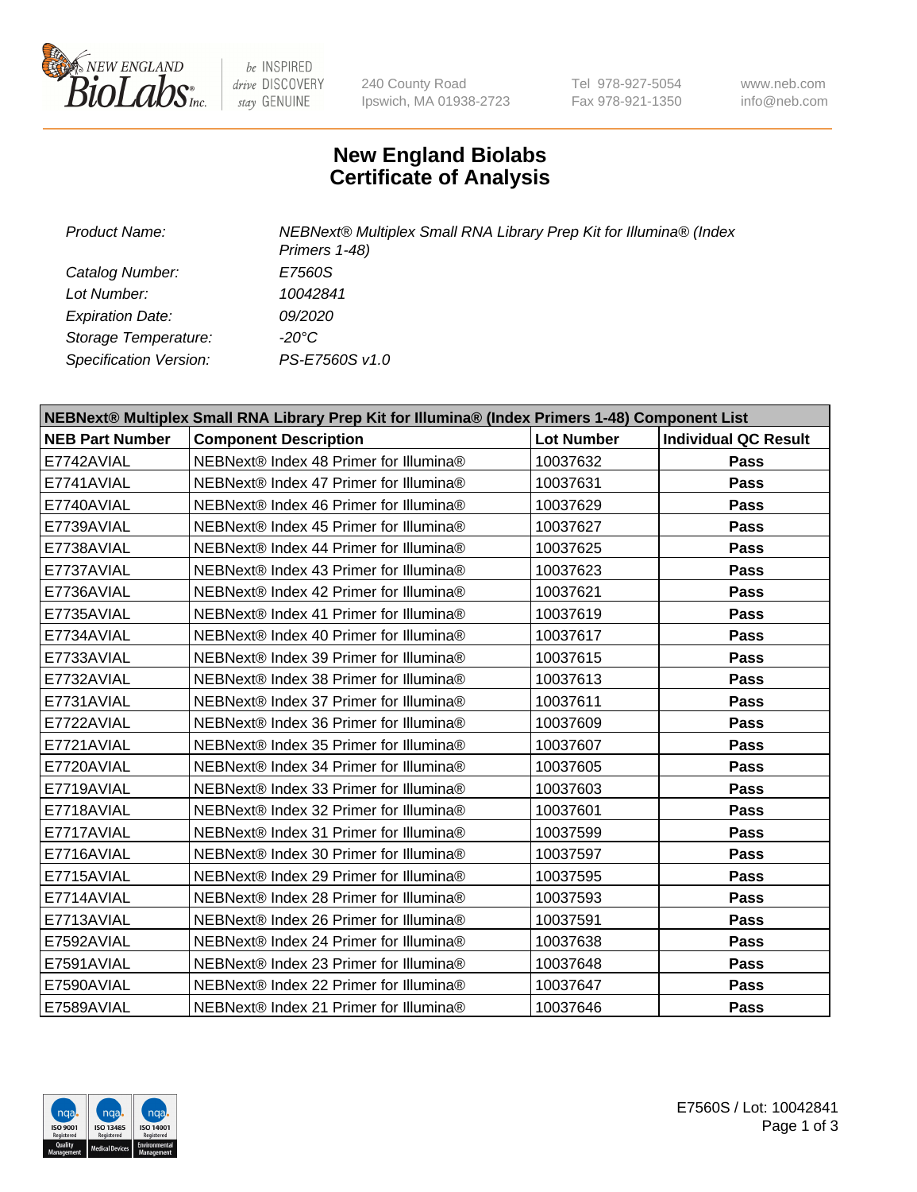# New England Biolabs Certificate of Analysis

| | |
|---|---|
| *Product Name:* | *NEBNext® Multiplex Small RNA Library Prep Kit for Illumina® (Index Primers 1-48)* |
| *Catalog Number:* | *E7560S* |
| *Lot Number:* | *10042841* |
| *Expiration Date:* | *09/2020* |
| *Storage Temperature:* | *-20°C* |
| *Specification Version:* | *PS-E7560S v1.0* |

| NEBNext® Multiplex Small RNA Library Prep Kit for Illumina® (Index Primers 1-48) Component List | | | |
|---|---|---|---|
| **NEB Part Number** | **Component Description** | **Lot Number** | **Individual QC Result** |
| E7742AVIAL | NEBNext® Index 48 Primer for Illumina® | 10037632 | **Pass** |
| E7741AVIAL | NEBNext® Index 47 Primer for Illumina® | 10037631 | **Pass** |
| E7740AVIAL | NEBNext® Index 46 Primer for Illumina® | 10037629 | **Pass** |
| E7739AVIAL | NEBNext® Index 45 Primer for Illumina® | 10037627 | **Pass** |
| E7738AVIAL | NEBNext® Index 44 Primer for Illumina® | 10037625 | **Pass** |
| E7737AVIAL | NEBNext® Index 43 Primer for Illumina® | 10037623 | **Pass** |
| E7736AVIAL | NEBNext® Index 42 Primer for Illumina® | 10037621 | **Pass** |
| E7735AVIAL | NEBNext® Index 41 Primer for Illumina® | 10037619 | **Pass** |
| E7734AVIAL | NEBNext® Index 40 Primer for Illumina® | 10037617 | **Pass** |
| E7733AVIAL | NEBNext® Index 39 Primer for Illumina® | 10037615 | **Pass** |
| E7732AVIAL | NEBNext® Index 38 Primer for Illumina® | 10037613 | **Pass** |
| E7731AVIAL | NEBNext® Index 37 Primer for Illumina® | 10037611 | **Pass** |
| E7722AVIAL | NEBNext® Index 36 Primer for Illumina® | 10037609 | **Pass** |
| E7721AVIAL | NEBNext® Index 35 Primer for Illumina® | 10037607 | **Pass** |
| E7720AVIAL | NEBNext® Index 34 Primer for Illumina® | 10037605 | **Pass** |
| E7719AVIAL | NEBNext® Index 33 Primer for Illumina® | 10037603 | **Pass** |
| E7718AVIAL | NEBNext® Index 32 Primer for Illumina® | 10037601 | **Pass** |
| E7717AVIAL | NEBNext® Index 31 Primer for Illumina® | 10037599 | **Pass** |
| E7716AVIAL | NEBNext® Index 30 Primer for Illumina® | 10037597 | **Pass** |
| E7715AVIAL | NEBNext® Index 29 Primer for Illumina® | 10037595 | **Pass** |
| E7714AVIAL | NEBNext® Index 28 Primer for Illumina® | 10037593 | **Pass** |
| E7713AVIAL | NEBNext® Index 26 Primer for Illumina® | 10037591 | **Pass** |
| E7592AVIAL | NEBNext® Index 24 Primer for Illumina® | 10037638 | **Pass** |
| E7591AVIAL | NEBNext® Index 23 Primer for Illumina® | 10037648 | **Pass** |
| E7590AVIAL | NEBNext® Index 22 Primer for Illumina® | 10037647 | **Pass** |
| E7589AVIAL | NEBNext® Index 21 Primer for Illumina® | 10037646 | **Pass** |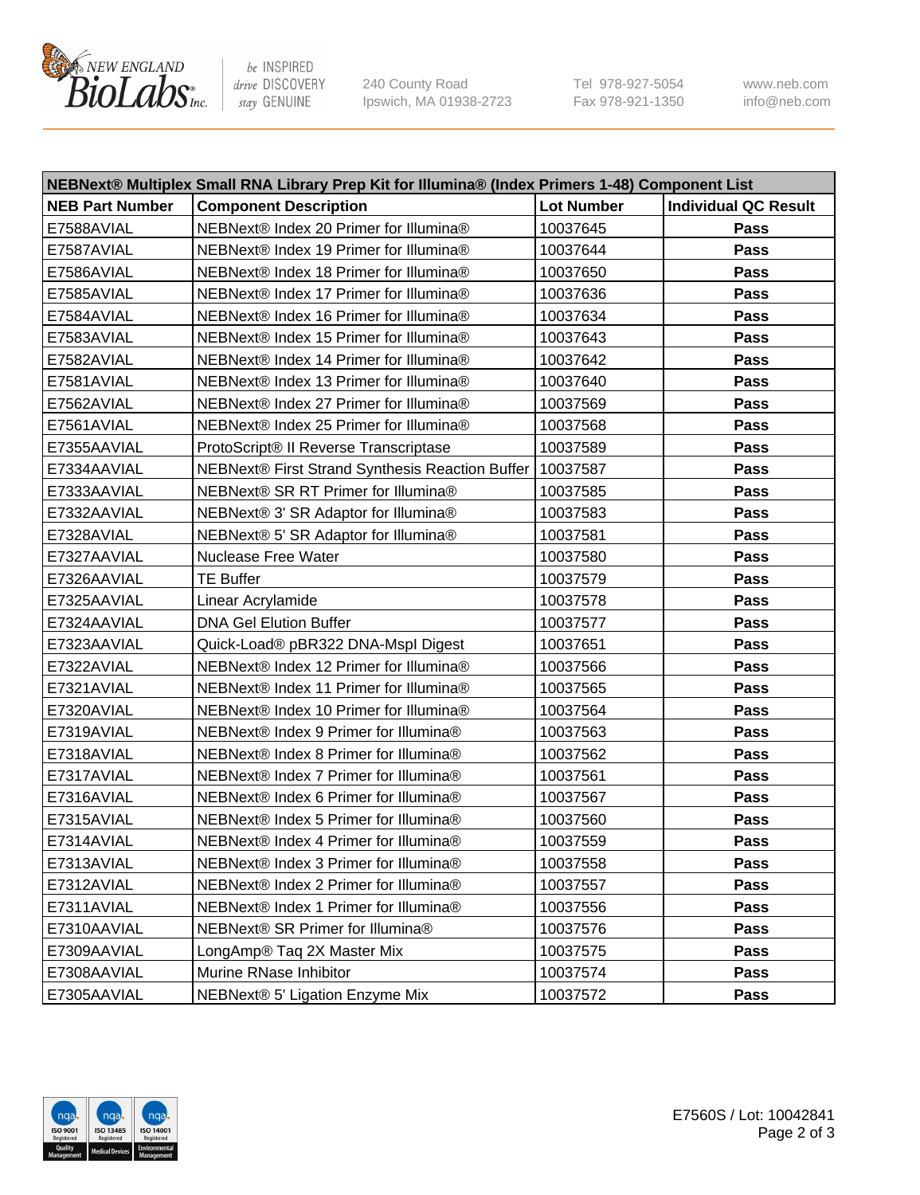| NEBNext® Multiplex Small RNA Library Prep Kit for Illumina® (Index Primers 1-48) Component List | | | |
|---|---|---|---|
| **NEB Part Number** | **Component Description** | **Lot Number** | **Individual QC Result** |
| E7588AVIAL | NEBNext® Index 20 Primer for Illumina® | 10037645 | **Pass** |
| E7587AVIAL | NEBNext® Index 19 Primer for Illumina® | 10037644 | **Pass** |
| E7586AVIAL | NEBNext® Index 18 Primer for Illumina® | 10037650 | **Pass** |
| E7585AVIAL | NEBNext® Index 17 Primer for Illumina® | 10037636 | **Pass** |
| E7584AVIAL | NEBNext® Index 16 Primer for Illumina® | 10037634 | **Pass** |
| E7583AVIAL | NEBNext® Index 15 Primer for Illumina® | 10037643 | **Pass** |
| E7582AVIAL | NEBNext® Index 14 Primer for Illumina® | 10037642 | **Pass** |
| E7581AVIAL | NEBNext® Index 13 Primer for Illumina® | 10037640 | **Pass** |
| E7562AVIAL | NEBNext® Index 27 Primer for Illumina® | 10037569 | **Pass** |
| E7561AVIAL | NEBNext® Index 25 Primer for Illumina® | 10037568 | **Pass** |
| E7355AAVIAL | ProtoScript® II Reverse Transcriptase | 10037589 | **Pass** |
| E7334AAVIAL | NEBNext® First Strand Synthesis Reaction Buffer | 10037587 | **Pass** |
| E7333AAVIAL | NEBNext® SR RT Primer for Illumina® | 10037585 | **Pass** |
| E7332AAVIAL | NEBNext® 3' SR Adaptor for Illumina® | 10037583 | **Pass** |
| E7328AVIAL | NEBNext® 5' SR Adaptor for Illumina® | 10037581 | **Pass** |
| E7327AAVIAL | Nuclease Free Water | 10037580 | **Pass** |
| E7326AAVIAL | TE Buffer | 10037579 | **Pass** |
| E7325AAVIAL | Linear Acrylamide | 10037578 | **Pass** |
| E7324AAVIAL | DNA Gel Elution Buffer | 10037577 | **Pass** |
| E7323AAVIAL | Quick-Load® pBR322 DNA-MspI Digest | 10037651 | **Pass** |
| E7322AVIAL | NEBNext® Index 12 Primer for Illumina® | 10037566 | **Pass** |
| E7321AVIAL | NEBNext® Index 11 Primer for Illumina® | 10037565 | **Pass** |
| E7320AVIAL | NEBNext® Index 10 Primer for Illumina® | 10037564 | **Pass** |
| E7319AVIAL | NEBNext® Index 9 Primer for Illumina® | 10037563 | **Pass** |
| E7318AVIAL | NEBNext® Index 8 Primer for Illumina® | 10037562 | **Pass** |
| E7317AVIAL | NEBNext® Index 7 Primer for Illumina® | 10037561 | **Pass** |
| E7316AVIAL | NEBNext® Index 6 Primer for Illumina® | 10037567 | **Pass** |
| E7315AVIAL | NEBNext® Index 5 Primer for Illumina® | 10037560 | **Pass** |
| E7314AVIAL | NEBNext® Index 4 Primer for Illumina® | 10037559 | **Pass** |
| E7313AVIAL | NEBNext® Index 3 Primer for Illumina® | 10037558 | **Pass** |
| E7312AVIAL | NEBNext® Index 2 Primer for Illumina® | 10037557 | **Pass** |
| E7311AVIAL | NEBNext® Index 1 Primer for Illumina® | 10037556 | **Pass** |
| E7310AAVIAL | NEBNext® SR Primer for Illumina® | 10037576 | **Pass** |
| E7309AAVIAL | LongAmp® Taq 2X Master Mix | 10037575 | **Pass** |
| E7308AAVIAL | Murine RNase Inhibitor | 10037574 | **Pass** |
| E7305AAVIAL | NEBNext® 5' Ligation Enzyme Mix | 10037572 | **Pass** |

E7560S / Lot: 10042841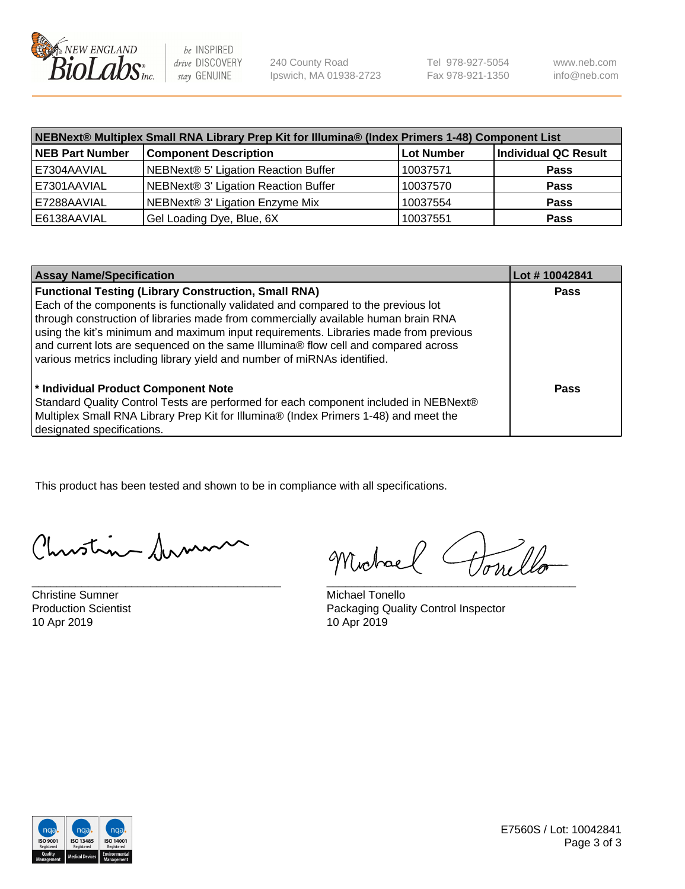240 County Road
Ipswich, MA 01938-2723

Tel 978-927-5054
Fax 978-921-1350

www.neb.com
info@neb.com

| NEBNext® Multiplex Small RNA Library Prep Kit for Illumina® (Index Primers 1-48) Component List | | | |
|---|---|---|---|
| **NEB Part Number** | **Component Description** | **Lot Number** | **Individual QC Result** |
| E7304AAVIAL | NEBNext® 5' Ligation Reaction Buffer | 10037571 | **Pass** |
| E7301AAVIAL | NEBNext® 3' Ligation Reaction Buffer | 10037570 | **Pass** |
| E7288AAVIAL | NEBNext® 3' Ligation Enzyme Mix | 10037554 | **Pass** |
| E6138AAVIAL | Gel Loading Dye, Blue, 6X | 10037551 | **Pass** |

| Assay Name/Specification | Lot # 10042841 |
|---|---|
| **Functional Testing (Library Construction, Small RNA)** Each of the components is functionally validated and compared to the previous lot through construction of libraries made from commercially available human brain RNA using the kit's minimum and maximum input requirements. Libraries made from previous and current lots are sequenced on the same Illumina® flow cell and compared across various metrics including library yield and number of miRNAs identified. | **Pass** |
| *** Individual Product Component Note** Standard Quality Control Tests are performed for each component included in NEBNext® Multiplex Small RNA Library Prep Kit for Illumina® (Index Primers 1-48) and meet the designated specifications. | **Pass** |

This product has been tested and shown to be in compliance with all specifications.

Christine Sumner
Production Scientist
10 Apr 2019

Michael Tonello
Packaging Quality Control Inspector
10 Apr 2019

E7560S / Lot: 10042841